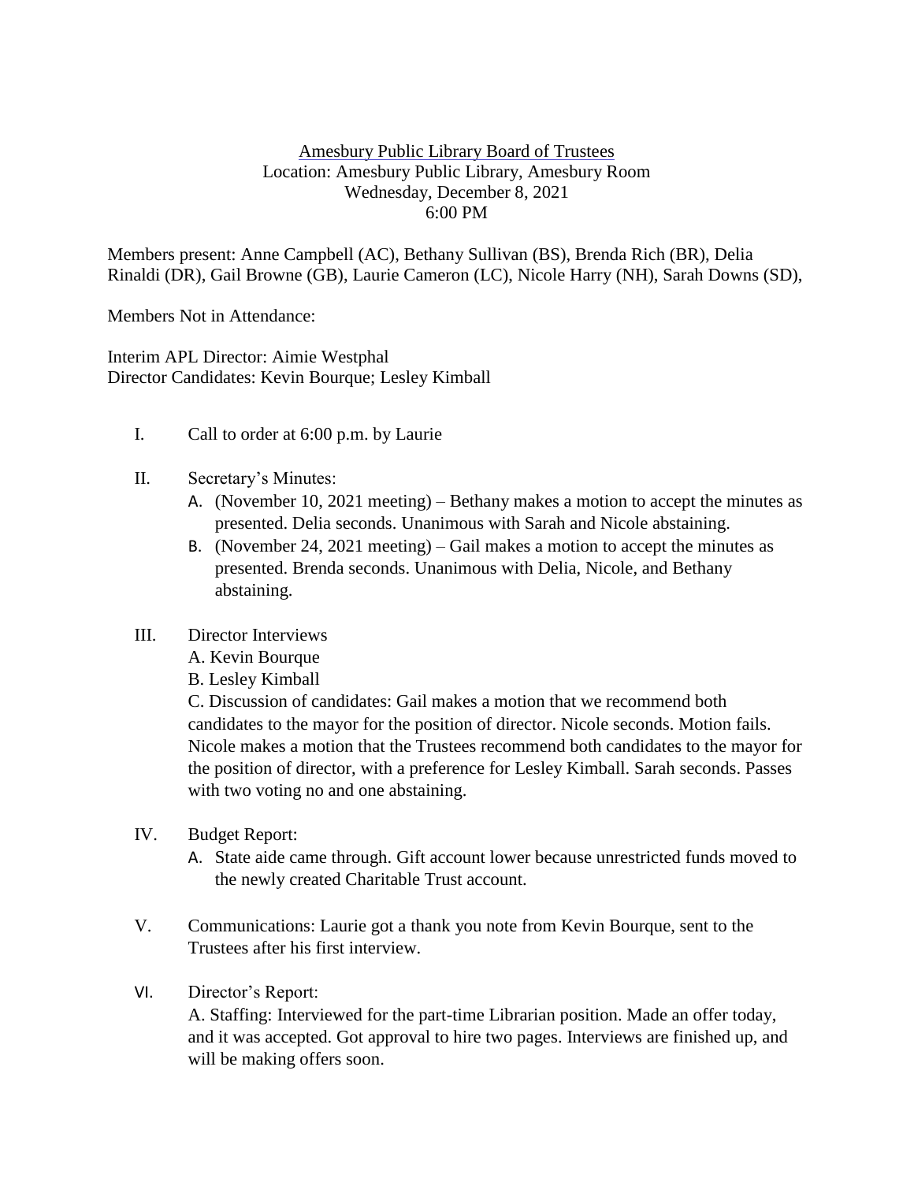Amesbury Public Library Board of Trustees
Location: Amesbury Public Library, Amesbury Room
Wednesday, December 8, 2021
6:00 PM

Members present: Anne Campbell (AC), Bethany Sullivan (BS), Brenda Rich (BR), Delia Rinaldi (DR), Gail Browne (GB), Laurie Cameron (LC), Nicole Harry (NH), Sarah Downs (SD),

Members Not in Attendance:

Interim APL Director: Aimie Westphal
Director Candidates: Kevin Bourque; Lesley Kimball

I. Call to order at 6:00 p.m. by Laurie

II. Secretary's Minutes:
   A. (November 10, 2021 meeting) – Bethany makes a motion to accept the minutes as presented. Delia seconds. Unanimous with Sarah and Nicole abstaining.
   B. (November 24, 2021 meeting) – Gail makes a motion to accept the minutes as presented. Brenda seconds. Unanimous with Delia, Nicole, and Bethany abstaining.

III. Director Interviews
   A. Kevin Bourque
   B. Lesley Kimball
   C. Discussion of candidates: Gail makes a motion that we recommend both candidates to the mayor for the position of director. Nicole seconds. Motion fails. Nicole makes a motion that the Trustees recommend both candidates to the mayor for the position of director, with a preference for Lesley Kimball. Sarah seconds. Passes with two voting no and one abstaining.

IV. Budget Report:
   A. State aide came through. Gift account lower because unrestricted funds moved to the newly created Charitable Trust account.

V. Communications: Laurie got a thank you note from Kevin Bourque, sent to the Trustees after his first interview.

VI. Director's Report:
   A. Staffing: Interviewed for the part-time Librarian position. Made an offer today, and it was accepted. Got approval to hire two pages. Interviews are finished up, and will be making offers soon.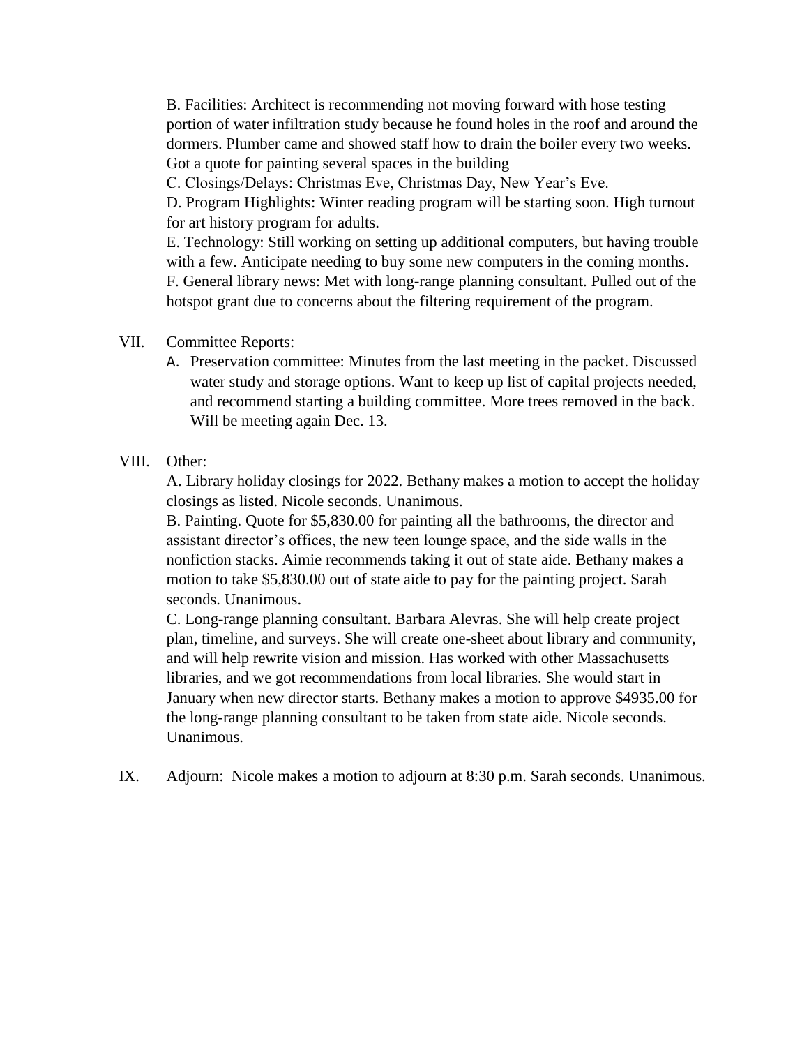B. Facilities: Architect is recommending not moving forward with hose testing portion of water infiltration study because he found holes in the roof and around the dormers. Plumber came and showed staff how to drain the boiler every two weeks. Got a quote for painting several spaces in the building

C. Closings/Delays: Christmas Eve, Christmas Day, New Year's Eve.

D. Program Highlights: Winter reading program will be starting soon. High turnout for art history program for adults.

E. Technology: Still working on setting up additional computers, but having trouble with a few. Anticipate needing to buy some new computers in the coming months.

F. General library news: Met with long-range planning consultant. Pulled out of the hotspot grant due to concerns about the filtering requirement of the program.

VII. Committee Reports:

A. Preservation committee: Minutes from the last meeting in the packet. Discussed water study and storage options. Want to keep up list of capital projects needed, and recommend starting a building committee. More trees removed in the back. Will be meeting again Dec. 13.

VIII. Other:

A. Library holiday closings for 2022. Bethany makes a motion to accept the holiday closings as listed. Nicole seconds. Unanimous.

B. Painting. Quote for $5,830.00 for painting all the bathrooms, the director and assistant director's offices, the new teen lounge space, and the side walls in the nonfiction stacks. Aimie recommends taking it out of state aide. Bethany makes a motion to take $5,830.00 out of state aide to pay for the painting project. Sarah seconds. Unanimous.

C. Long-range planning consultant. Barbara Alevras. She will help create project plan, timeline, and surveys. She will create one-sheet about library and community, and will help rewrite vision and mission. Has worked with other Massachusetts libraries, and we got recommendations from local libraries. She would start in January when new director starts. Bethany makes a motion to approve $4935.00 for the long-range planning consultant to be taken from state aide. Nicole seconds. Unanimous.

IX. Adjourn: Nicole makes a motion to adjourn at 8:30 p.m. Sarah seconds. Unanimous.